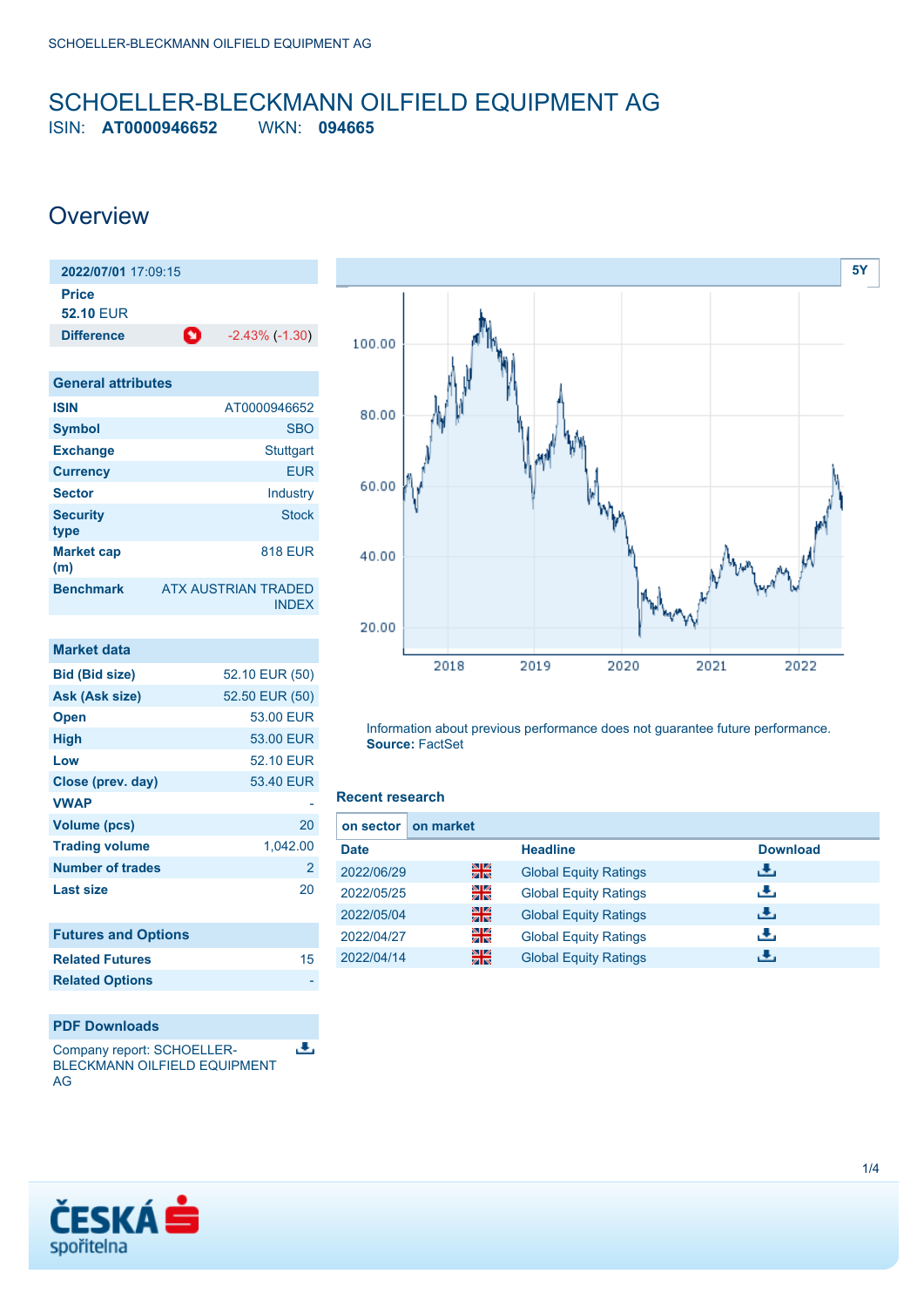# SCHOELLER-BLECKMANN OILFIELD EQUIPMENT AG

ISIN: **AT0000946652** WKN: **094665**

## Overview

| | |
|---|---|
| **2022/07/01** 17:09:15 | |
| **Price** | |
| **52.10** EUR | |
| **Difference** | -2.43% (-1.30) |

| General attributes | |
|---|---|
| **ISIN** | AT0000946652 |
| **Symbol** | SBO |
| **Exchange** | Stuttgart |
| **Currency** | EUR |
| **Sector** | Industry |
| **Security type** | Stock |
| **Market cap (m)** | 818 EUR |
| **Benchmark** | ATX AUSTRIAN TRADED INDEX |

| Market data | |
|---|---|
| **Bid (Bid size)** | 52.10 EUR (50) |
| **Ask (Ask size)** | 52.50 EUR (50) |
| **Open** | 53.00 EUR |
| **High** | 53.00 EUR |
| **Low** | 52.10 EUR |
| **Close (prev. day)** | 53.40 EUR |
| **VWAP** | - |
| **Volume (pcs)** | 20 |
| **Trading volume** | 1,042.00 |
| **Number of trades** | 2 |
| **Last size** | 20 |

| Futures and Options | |
|---|---|
| **Related Futures** | 15 |
| **Related Options** | - |

### PDF Downloads

Company report: SCHOELLER-BLECKMANN OILFIELD EQUIPMENT AG

5Y

100.00
80.00
60.00
40.00
20.00

2018
2019
2020
2021
2022

Information about previous performance does not guarantee future performance.
**Source:** FactSet

### Recent research

on sector | on market

| Date | | Headline | Download |
|---|---|---|---|
| 2022/06/29 | | Global Equity Ratings | |
| 2022/05/25 | | Global Equity Ratings | |
| 2022/05/04 | | Global Equity Ratings | |
| 2022/04/27 | | Global Equity Ratings | |
| 2022/04/14 | | Global Equity Ratings | |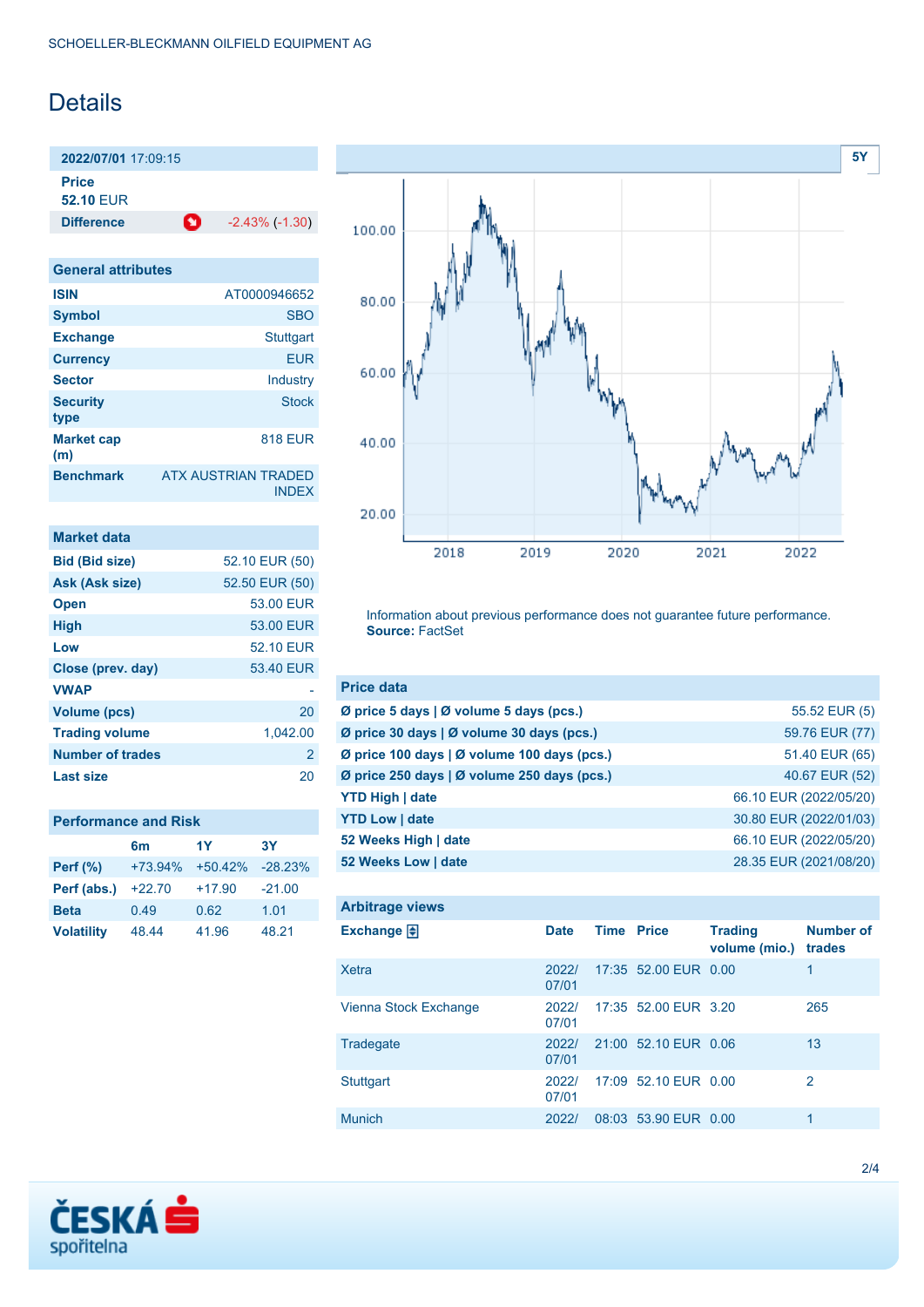# Details

**2022/07/01** 17:09:15

**Price**
**52.10** EUR

**Difference** -2.43% (-1.30)

## General attributes

| | |
|---|---|
| **ISIN** | AT0000946652 |
| **Symbol** | SBO |
| **Exchange** | Stuttgart |
| **Currency** | EUR |
| **Sector** | Industry |
| **Security type** | Stock |
| **Market cap (m)** | 818 EUR |
| **Benchmark** | ATX AUSTRIAN TRADED INDEX |

## Market data

| | |
|---|---|
| **Bid (Bid size)** | 52.10 EUR (50) |
| **Ask (Ask size)** | 52.50 EUR (50) |
| **Open** | 53.00 EUR |
| **High** | 53.00 EUR |
| **Low** | 52.10 EUR |
| **Close (prev. day)** | 53.40 EUR |
| **VWAP** | - |
| **Volume (pcs)** | 20 |
| **Trading volume** | 1,042.00 |
| **Number of trades** | 2 |
| **Last size** | 20 |

## Performance and Risk

| | 6m | 1Y | 3Y |
|---|---|---|---|
| **Perf (%)** | +73.94% | +50.42% | -28.23% |
| **Perf (abs.)** | +22.70 | +17.90 | -21.00 |
| **Beta** | 0.49 | 0.62 | 1.01 |
| **Volatility** | 48.44 | 41.96 | 48.21 |

5Y

100.00
80.00
60.00
40.00
20.00
2018
2019
2020
2021
2022

Information about previous performance does not guarantee future performance.
**Source:** FactSet

## Price data

| | |
|---|---|
| **Ø price 5 days \| Ø volume 5 days (pcs.)** | 55.52 EUR (5) |
| **Ø price 30 days \| Ø volume 30 days (pcs.)** | 59.76 EUR (77) |
| **Ø price 100 days \| Ø volume 100 days (pcs.)** | 51.40 EUR (65) |
| **Ø price 250 days \| Ø volume 250 days (pcs.)** | 40.67 EUR (52) |
| **YTD High \| date** | 66.10 EUR (2022/05/20) |
| **YTD Low \| date** | 30.80 EUR (2022/01/03) |
| **52 Weeks High \| date** | 66.10 EUR (2022/05/20) |
| **52 Weeks Low \| date** | 28.35 EUR (2021/08/20) |

## Arbitrage views

| Exchange | Date | Time | Price | Trading volume (mio.) | Number of trades |
|---|---|---|---|---|---|
| Xetra | 2022/07/01 | 17:35 | 52.00 EUR | 0.00 | 1 |
| Vienna Stock Exchange | 2022/07/01 | 17:35 | 52.00 EUR | 3.20 | 265 |
| Tradegate | 2022/07/01 | 21:00 | 52.10 EUR | 0.06 | 13 |
| Stuttgart | 2022/07/01 | 17:09 | 52.10 EUR | 0.00 | 2 |
| Munich | 2022/ | 08:03 | 53.90 EUR | 0.00 | 1 |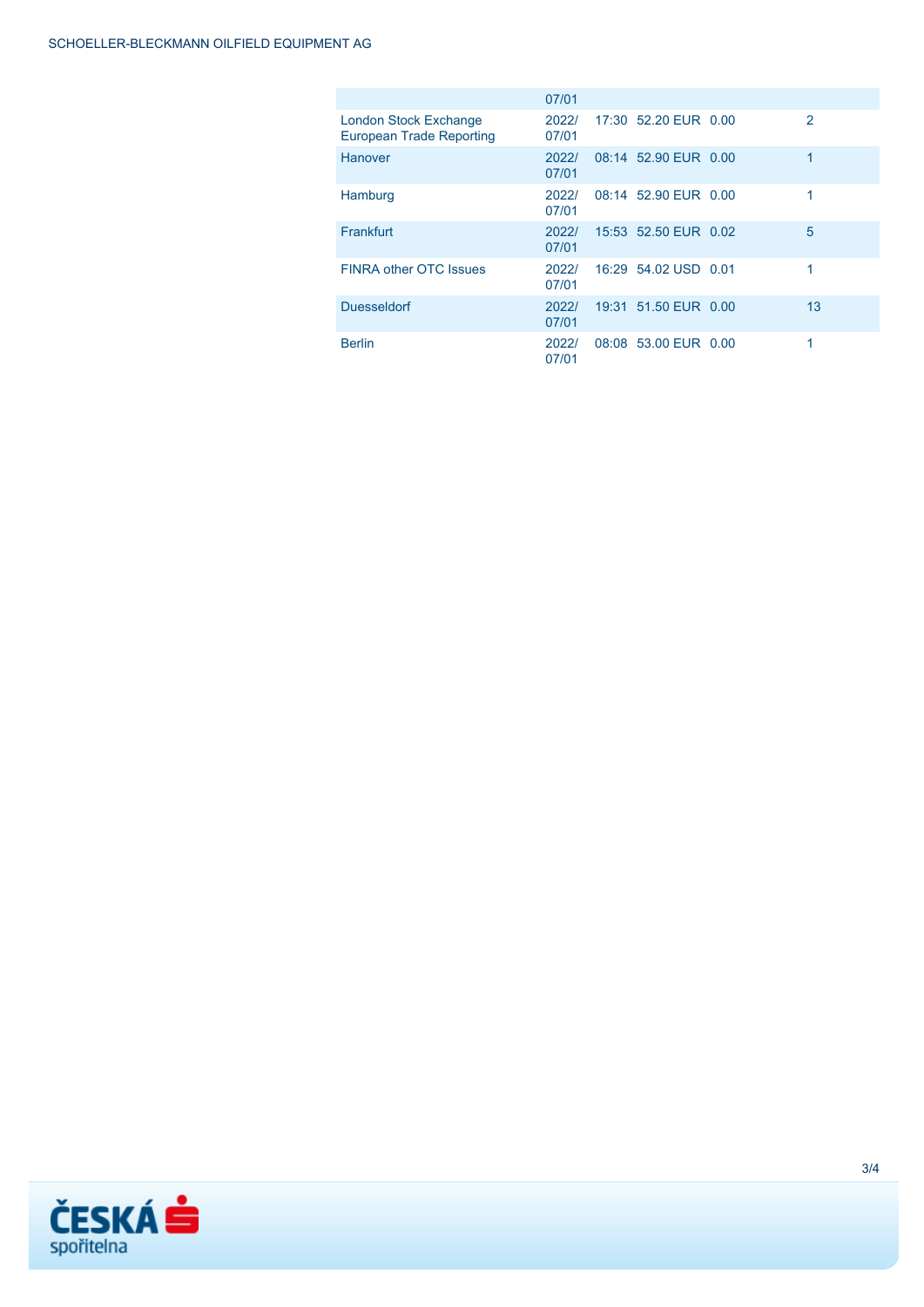| | | | | | |
|---|---|---|---|---|---|
| | 07/01 | | | | |
| London Stock Exchange European Trade Reporting | 2022/ 07/01 | 17:30 | 52.20 EUR | 0.00 | 2 |
| Hanover | 2022/ 07/01 | 08:14 | 52.90 EUR | 0.00 | 1 |
| Hamburg | 2022/ 07/01 | 08:14 | 52.90 EUR | 0.00 | 1 |
| Frankfurt | 2022/ 07/01 | 15:53 | 52.50 EUR | 0.02 | 5 |
| FINRA other OTC Issues | 2022/ 07/01 | 16:29 | 54.02 USD | 0.01 | 1 |
| Duesseldorf | 2022/ 07/01 | 19:31 | 51.50 EUR | 0.00 | 13 |
| Berlin | 2022/ 07/01 | 08:08 | 53.00 EUR | 0.00 | 1 |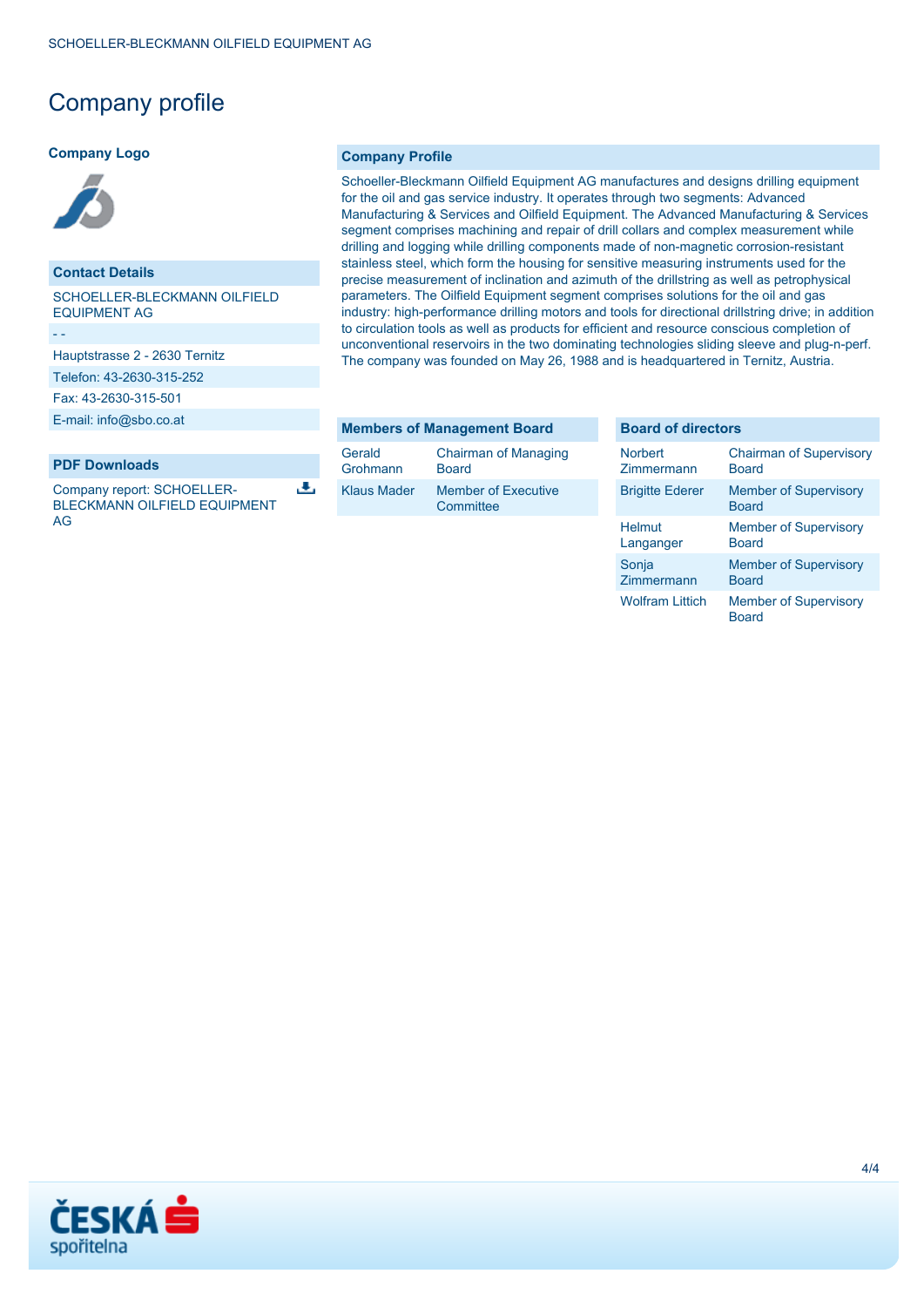# Company profile

### Company Logo

### Contact Details

SCHOELLER-BLECKMANN OILFIELD EQUIPMENT AG

- -

Hauptstrasse 2 - 2630 Ternitz

Telefon: 43-2630-315-252

Fax: 43-2630-315-501

E-mail: info@sbo.co.at

### PDF Downloads

Company report: SCHOELLER-BLECKMANN OILFIELD EQUIPMENT AG

### Company Profile

Schoeller-Bleckmann Oilfield Equipment AG manufactures and designs drilling equipment for the oil and gas service industry. It operates through two segments: Advanced Manufacturing & Services and Oilfield Equipment. The Advanced Manufacturing & Services segment comprises machining and repair of drill collars and complex measurement while drilling and logging while drilling components made of non-magnetic corrosion-resistant stainless steel, which form the housing for sensitive measuring instruments used for the precise measurement of inclination and azimuth of the drillstring as well as petrophysical parameters. The Oilfield Equipment segment comprises solutions for the oil and gas industry: high-performance drilling motors and tools for directional drillstring drive; in addition to circulation tools as well as products for efficient and resource conscious completion of unconventional reservoirs in the two dominating technologies sliding sleeve and plug-n-perf. The company was founded on May 26, 1988 and is headquartered in Ternitz, Austria.

| Members of Management Board | |
|---|---|
| Gerald Grohmann | Chairman of Managing Board |
| Klaus Mader | Member of Executive Committee |

| Board of directors | |
|---|---|
| Norbert Zimmermann | Chairman of Supervisory Board |
| Brigitte Ederer | Member of Supervisory Board |
| Helmut Langanger | Member of Supervisory Board |
| Sonja Zimmermann | Member of Supervisory Board |
| Wolfram Littich | Member of Supervisory Board |